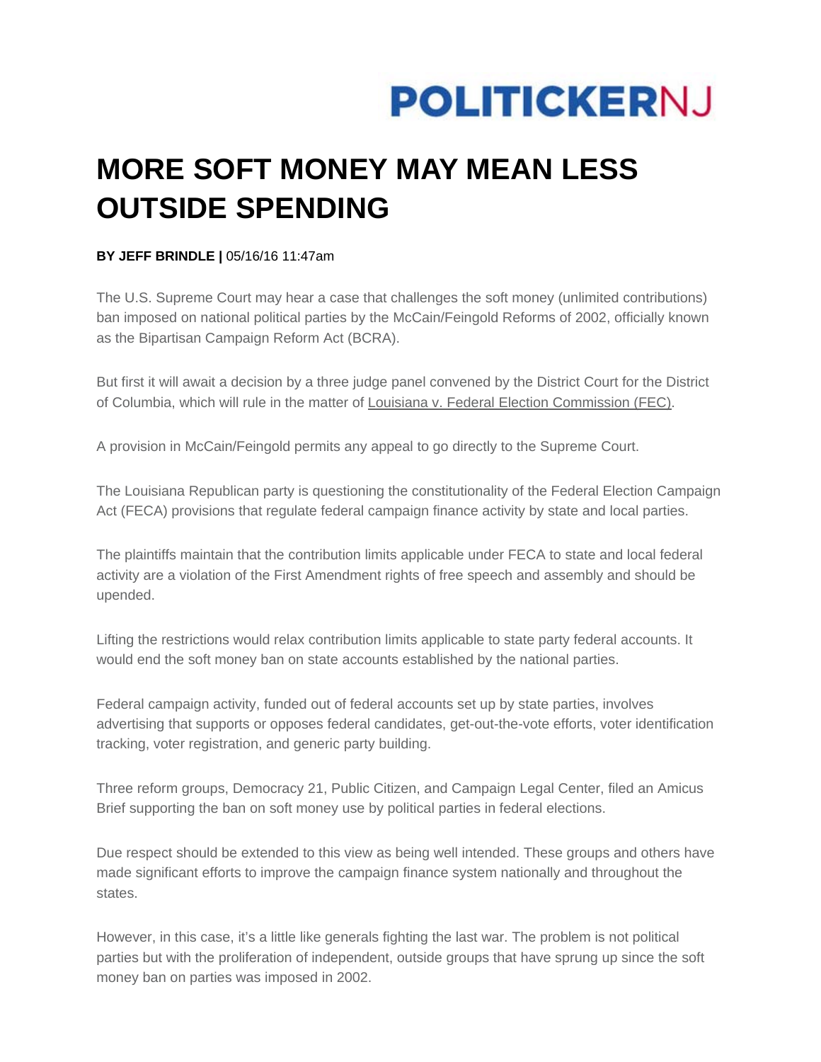POLITICKERNJ

# MORE SOFT MONEY MAY MEAN LESS OUTSIDE SPENDING

**BY JEFF BRINDLE |** 05/16/16 11:47am

The U.S. Supreme Court may hear a case that challenges the soft money (unlimited contributions) ban imposed on national political parties by the McCain/Feingold Reforms of 2002, officially known as the Bipartisan Campaign Reform Act (BCRA).

But first it will await a decision by a three judge panel convened by the District Court for the District of Columbia, which will rule in the matter of Louisiana v. Federal Election Commission (FEC).

A provision in McCain/Feingold permits any appeal to go directly to the Supreme Court.

The Louisiana Republican party is questioning the constitutionality of the Federal Election Campaign Act (FECA) provisions that regulate federal campaign finance activity by state and local parties.

The plaintiffs maintain that the contribution limits applicable under FECA to state and local federal activity are a violation of the First Amendment rights of free speech and assembly and should be upended.

Lifting the restrictions would relax contribution limits applicable to state party federal accounts. It would end the soft money ban on state accounts established by the national parties.

Federal campaign activity, funded out of federal accounts set up by state parties, involves advertising that supports or opposes federal candidates, get-out-the-vote efforts, voter identification tracking, voter registration, and generic party building.

Three reform groups, Democracy 21, Public Citizen, and Campaign Legal Center, filed an Amicus Brief supporting the ban on soft money use by political parties in federal elections.

Due respect should be extended to this view as being well intended. These groups and others have made significant efforts to improve the campaign finance system nationally and throughout the states.

However, in this case, it's a little like generals fighting the last war. The problem is not political parties but with the proliferation of independent, outside groups that have sprung up since the soft money ban on parties was imposed in 2002.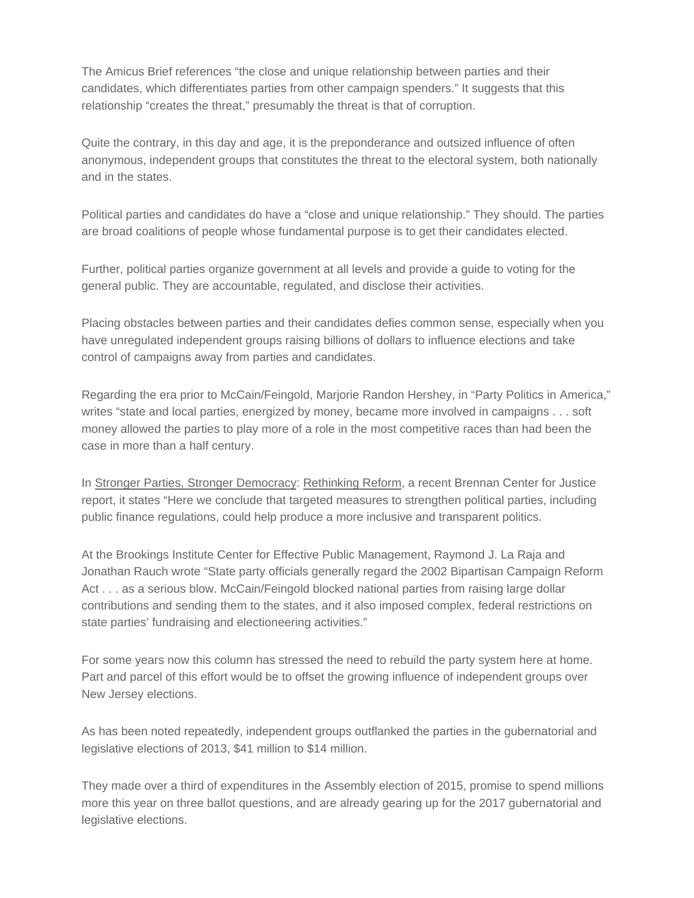The Amicus Brief references “the close and unique relationship between parties and their candidates, which differentiates parties from other campaign spenders.” It suggests that this relationship “creates the threat,” presumably the threat is that of corruption.

Quite the contrary, in this day and age, it is the preponderance and outsized influence of often anonymous, independent groups that constitutes the threat to the electoral system, both nationally and in the states.

Political parties and candidates do have a “close and unique relationship.” They should. The parties are broad coalitions of people whose fundamental purpose is to get their candidates elected.

Further, political parties organize government at all levels and provide a guide to voting for the general public. They are accountable, regulated, and disclose their activities.

Placing obstacles between parties and their candidates defies common sense, especially when you have unregulated independent groups raising billions of dollars to influence elections and take control of campaigns away from parties and candidates.

Regarding the era prior to McCain/Feingold, Marjorie Randon Hershey, in “Party Politics in America,” writes “state and local parties, energized by money, became more involved in campaigns . . . soft money allowed the parties to play more of a role in the most competitive races than had been the case in more than a half century.

In Stronger Parties, Stronger Democracy: Rethinking Reform, a recent Brennan Center for Justice report, it states “Here we conclude that targeted measures to strengthen political parties, including public finance regulations, could help produce a more inclusive and transparent politics.

At the Brookings Institute Center for Effective Public Management, Raymond J. La Raja and Jonathan Rauch wrote “State party officials generally regard the 2002 Bipartisan Campaign Reform Act . . . as a serious blow. McCain/Feingold blocked national parties from raising large dollar contributions and sending them to the states, and it also imposed complex, federal restrictions on state parties’ fundraising and electioneering activities.”

For some years now this column has stressed the need to rebuild the party system here at home. Part and parcel of this effort would be to offset the growing influence of independent groups over New Jersey elections.

As has been noted repeatedly, independent groups outflanked the parties in the gubernatorial and legislative elections of 2013, $41 million to $14 million.

They made over a third of expenditures in the Assembly election of 2015, promise to spend millions more this year on three ballot questions, and are already gearing up for the 2017 gubernatorial and legislative elections.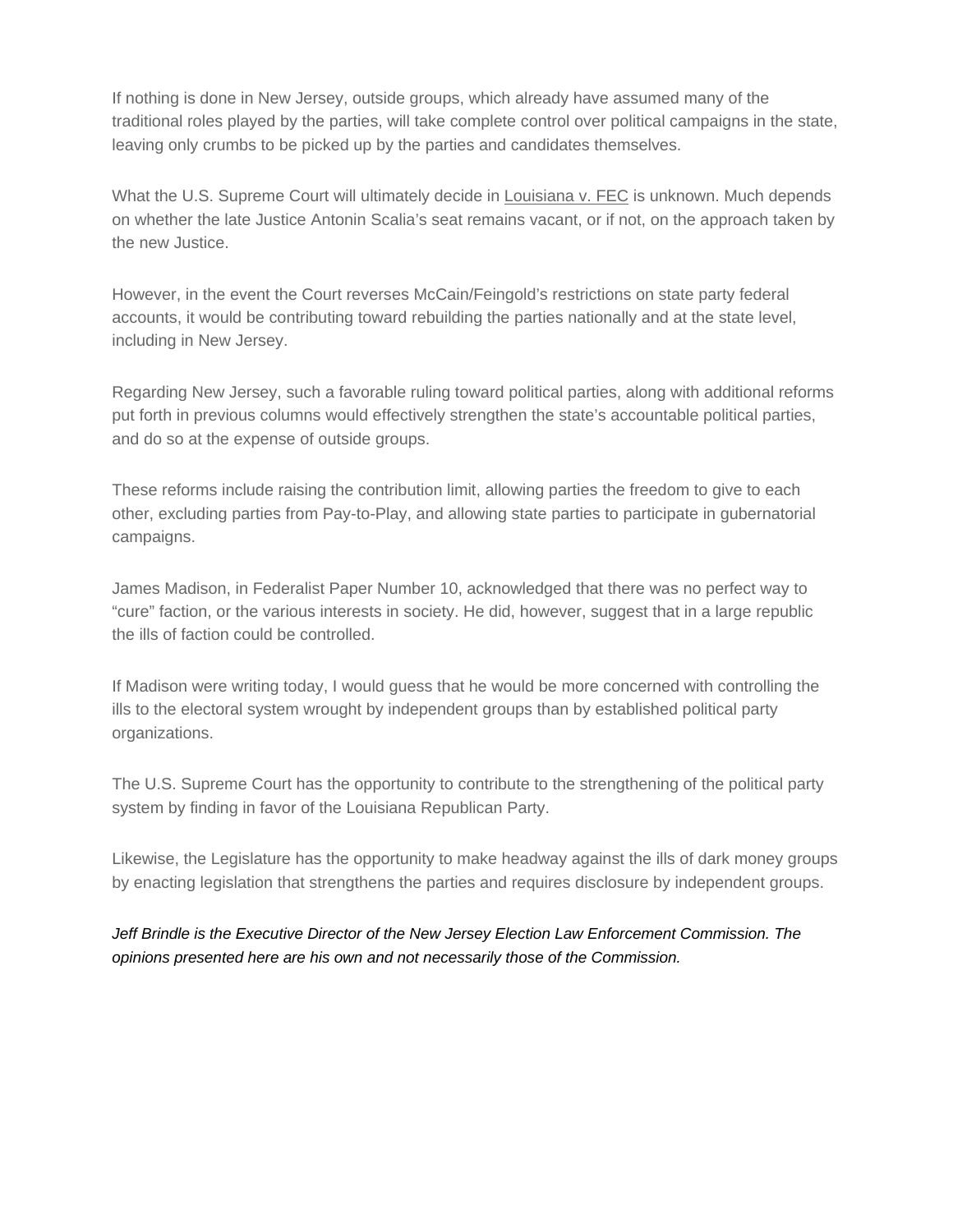If nothing is done in New Jersey, outside groups, which already have assumed many of the traditional roles played by the parties, will take complete control over political campaigns in the state, leaving only crumbs to be picked up by the parties and candidates themselves.

What the U.S. Supreme Court will ultimately decide in Louisiana v. FEC is unknown. Much depends on whether the late Justice Antonin Scalia's seat remains vacant, or if not, on the approach taken by the new Justice.

However, in the event the Court reverses McCain/Feingold's restrictions on state party federal accounts, it would be contributing toward rebuilding the parties nationally and at the state level, including in New Jersey.

Regarding New Jersey, such a favorable ruling toward political parties, along with additional reforms put forth in previous columns would effectively strengthen the state's accountable political parties, and do so at the expense of outside groups.

These reforms include raising the contribution limit, allowing parties the freedom to give to each other, excluding parties from Pay-to-Play, and allowing state parties to participate in gubernatorial campaigns.

James Madison, in Federalist Paper Number 10, acknowledged that there was no perfect way to "cure" faction, or the various interests in society. He did, however, suggest that in a large republic the ills of faction could be controlled.

If Madison were writing today, I would guess that he would be more concerned with controlling the ills to the electoral system wrought by independent groups than by established political party organizations.

The U.S. Supreme Court has the opportunity to contribute to the strengthening of the political party system by finding in favor of the Louisiana Republican Party.

Likewise, the Legislature has the opportunity to make headway against the ills of dark money groups by enacting legislation that strengthens the parties and requires disclosure by independent groups.

*Jeff Brindle is the Executive Director of the New Jersey Election Law Enforcement Commission. The opinions presented here are his own and not necessarily those of the Commission.*